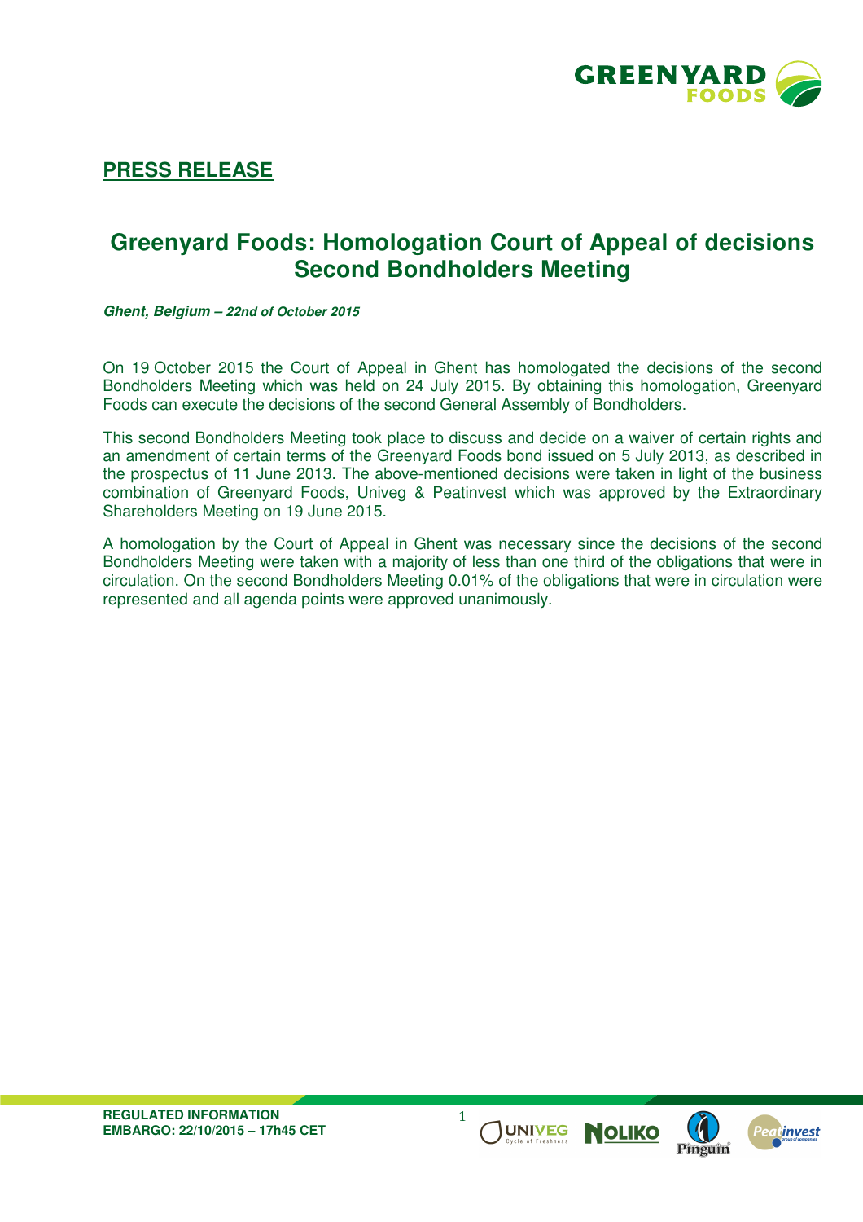## PRESS RELEASE

# Greenyard Foods: Homologation Court of Appeal of decisions Second Bondholders Meeting

***Ghent, Belgium – 22nd of October 2015***

On 19 October 2015 the Court of Appeal in Ghent has homologated the decisions of the second Bondholders Meeting which was held on 24 July 2015. By obtaining this homologation, Greenyard Foods can execute the decisions of the second General Assembly of Bondholders.

This second Bondholders Meeting took place to discuss and decide on a waiver of certain rights and an amendment of certain terms of the Greenyard Foods bond issued on 5 July 2013, as described in the prospectus of 11 June 2013. The above-mentioned decisions were taken in light of the business combination of Greenyard Foods, Univeg & Peatinvest which was approved by the Extraordinary Shareholders Meeting on 19 June 2015.

A homologation by the Court of Appeal in Ghent was necessary since the decisions of the second Bondholders Meeting were taken with a majority of less than one third of the obligations that were in circulation. On the second Bondholders Meeting 0.01% of the obligations that were in circulation were represented and all agenda points were approved unanimously.

**REGULATED INFORMATION**
**EMBARGO: 22/10/2015 – 17h45 CET**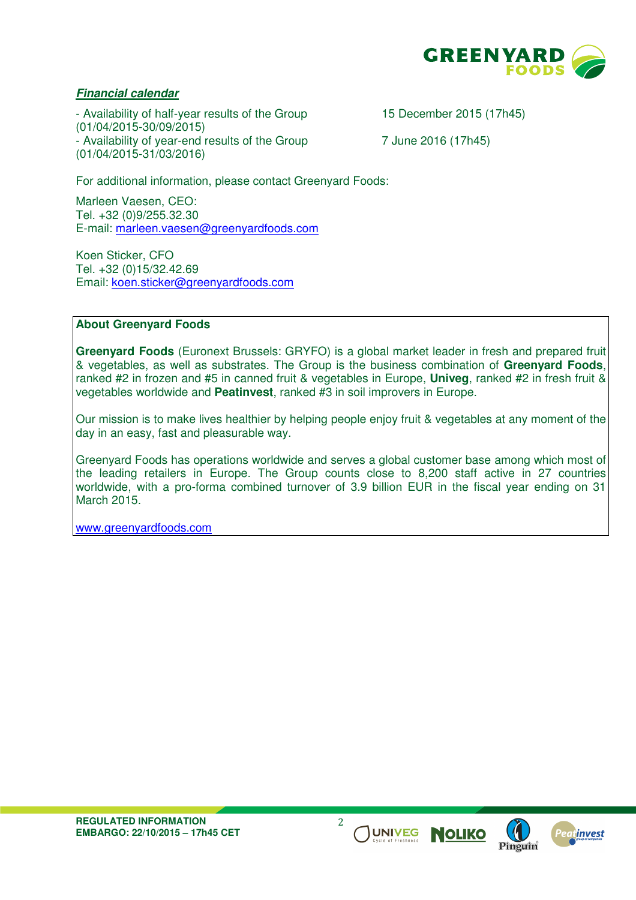***Financial calendar***

| | |
|---|---|
| - Availability of half-year results of the Group (01/04/2015-30/09/2015) | 15 December 2015 (17h45) |
| - Availability of year-end results of the Group (01/04/2015-31/03/2016) | 7 June 2016 (17h45) |

For additional information, please contact Greenyard Foods:

Marleen Vaesen, CEO:
Tel. +32 (0)9/255.32.30
E-mail: marleen.vaesen@greenyardfoods.com

Koen Sticker, CFO
Tel. +32 (0)15/32.42.69
Email: koen.sticker@greenyardfoods.com

**About Greenyard Foods**

**Greenyard Foods** (Euronext Brussels: GRYFO) is a global market leader in fresh and prepared fruit & vegetables, as well as substrates. The Group is the business combination of **Greenyard Foods**, ranked #2 in frozen and #5 in canned fruit & vegetables in Europe, **Univeg**, ranked #2 in fresh fruit & vegetables worldwide and **Peatinvest**, ranked #3 in soil improvers in Europe.

Our mission is to make lives healthier by helping people enjoy fruit & vegetables at any moment of the day in an easy, fast and pleasurable way.

Greenyard Foods has operations worldwide and serves a global customer base among which most of the leading retailers in Europe. The Group counts close to 8,200 staff active in 27 countries worldwide, with a pro-forma combined turnover of 3.9 billion EUR in the fiscal year ending on 31 March 2015.

www.greenyardfoods.com

**REGULATED INFORMATION**
**EMBARGO: 22/10/2015 – 17h45 CET**